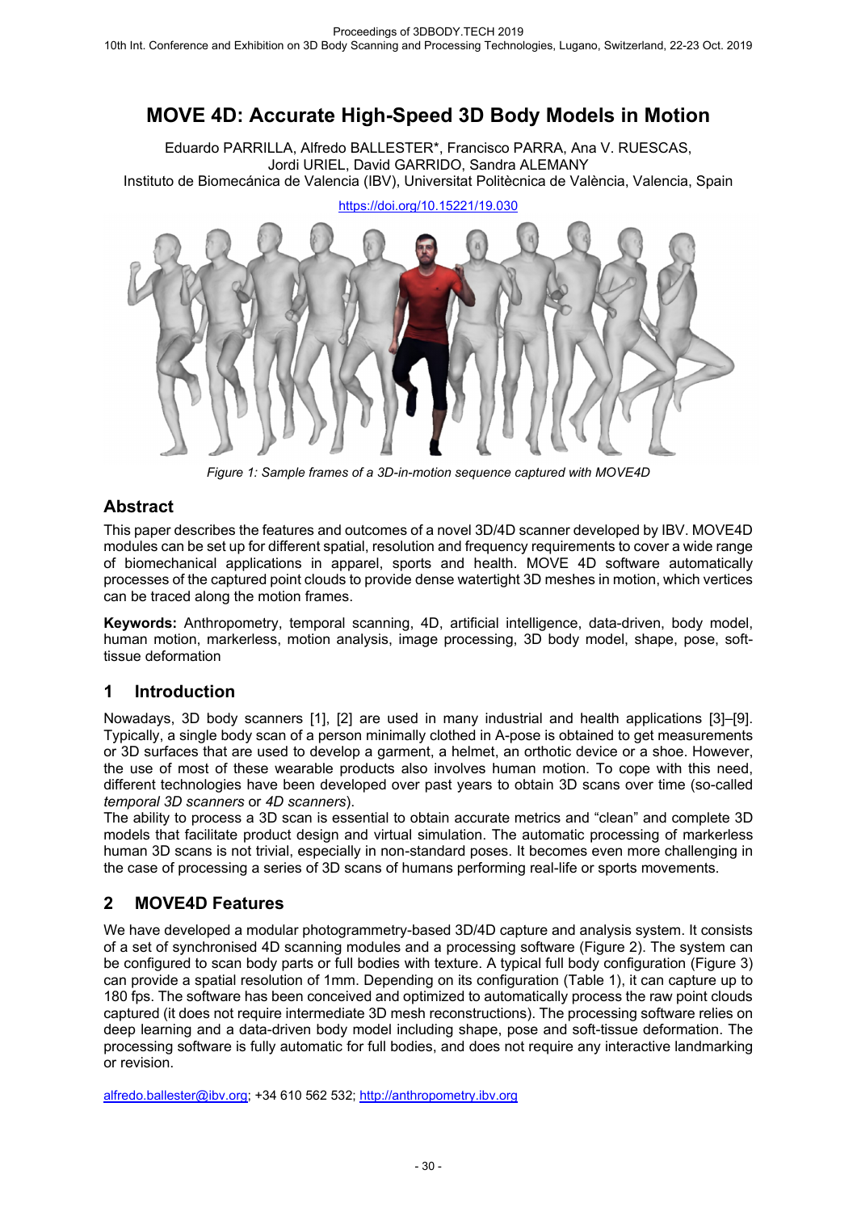# MOVE 4D: Accurate High-Speed 3D Body Models in Motion

Eduardo PARRILLA, Alfredo BALLESTER*, Francisco PARRA, Ana V. RUESCAS, Jordi URIEL, David GARRIDO, Sandra ALEMANY
Instituto de Biomecánica de Valencia (IBV), Universitat Politècnica de València, Valencia, Spain

https://doi.org/10.15221/19.030

*Figure 1: Sample frames of a 3D-in-motion sequence captured with MOVE4D*

## Abstract

This paper describes the features and outcomes of a novel 3D/4D scanner developed by IBV. MOVE4D modules can be set up for different spatial, resolution and frequency requirements to cover a wide range of biomechanical applications in apparel, sports and health. MOVE 4D software automatically processes of the captured point clouds to provide dense watertight 3D meshes in motion, which vertices can be traced along the motion frames.

**Keywords:** Anthropometry, temporal scanning, 4D, artificial intelligence, data-driven, body model, human motion, markerless, motion analysis, image processing, 3D body model, shape, pose, soft-tissue deformation

## 1 Introduction

Nowadays, 3D body scanners [1], [2] are used in many industrial and health applications [3]–[9]. Typically, a single body scan of a person minimally clothed in A-pose is obtained to get measurements or 3D surfaces that are used to develop a garment, a helmet, an orthotic device or a shoe. However, the use of most of these wearable products also involves human motion. To cope with this need, different technologies have been developed over past years to obtain 3D scans over time (so-called *temporal 3D scanners* or *4D scanners*).

The ability to process a 3D scan is essential to obtain accurate metrics and "clean" and complete 3D models that facilitate product design and virtual simulation. The automatic processing of markerless human 3D scans is not trivial, especially in non-standard poses. It becomes even more challenging in the case of processing a series of 3D scans of humans performing real-life or sports movements.

## 2 MOVE4D Features

We have developed a modular photogrammetry-based 3D/4D capture and analysis system. It consists of a set of synchronised 4D scanning modules and a processing software (Figure 2). The system can be configured to scan body parts or full bodies with texture. A typical full body configuration (Figure 3) can provide a spatial resolution of 1mm. Depending on its configuration (Table 1), it can capture up to 180 fps. The software has been conceived and optimized to automatically process the raw point clouds captured (it does not require intermediate 3D mesh reconstructions). The processing software relies on deep learning and a data-driven body model including shape, pose and soft-tissue deformation. The processing software is fully automatic for full bodies, and does not require any interactive landmarking or revision.

alfredo.ballester@ibv.org; +34 610 562 532; http://anthropometry.ibv.org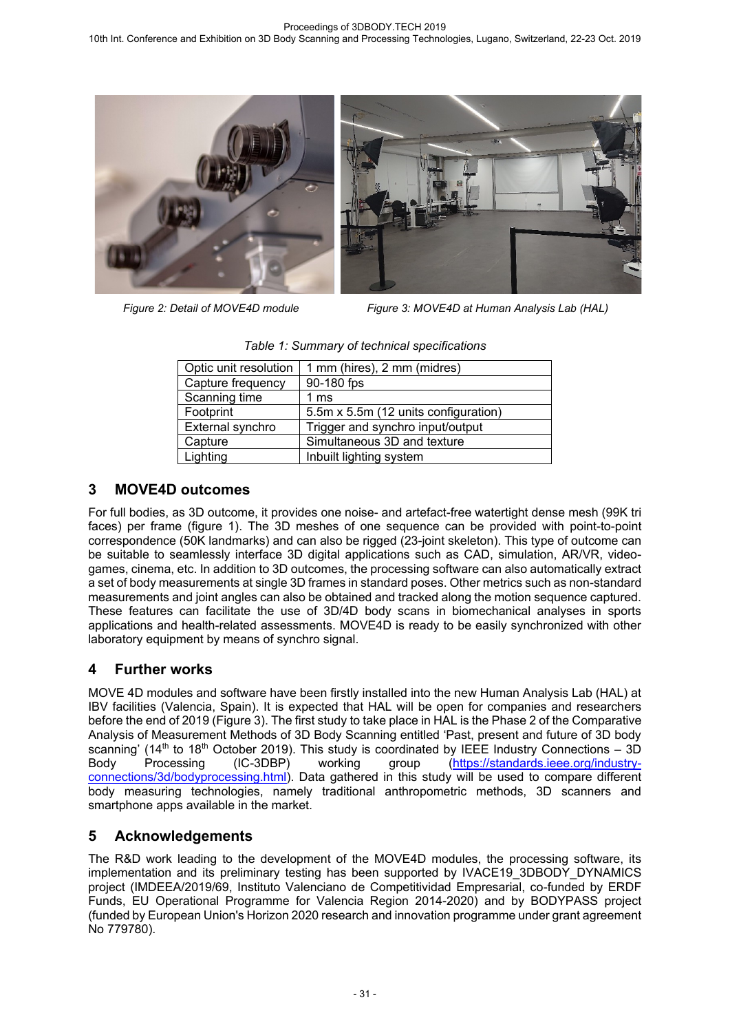*Figure 2: Detail of MOVE4D module*

*Figure 3: MOVE4D at Human Analysis Lab (HAL)*

*Table 1: Summary of technical specifications*

| | |
|---|---|
| Optic unit resolution | 1 mm (hires), 2 mm (midres) |
| Capture frequency | 90-180 fps |
| Scanning time | 1 ms |
| Footprint | 5.5m x 5.5m (12 units configuration) |
| External synchro | Trigger and synchro input/output |
| Capture | Simultaneous 3D and texture |
| Lighting | Inbuilt lighting system |

## 3 MOVE4D outcomes

For full bodies, as 3D outcome, it provides one noise- and artefact-free watertight dense mesh (99K tri faces) per frame (figure 1). The 3D meshes of one sequence can be provided with point-to-point correspondence (50K landmarks) and can also be rigged (23-joint skeleton). This type of outcome can be suitable to seamlessly interface 3D digital applications such as CAD, simulation, AR/VR, video-games, cinema, etc. In addition to 3D outcomes, the processing software can also automatically extract a set of body measurements at single 3D frames in standard poses. Other metrics such as non-standard measurements and joint angles can also be obtained and tracked along the motion sequence captured. These features can facilitate the use of 3D/4D body scans in biomechanical analyses in sports applications and health-related assessments. MOVE4D is ready to be easily synchronized with other laboratory equipment by means of synchro signal.

## 4 Further works

MOVE 4D modules and software have been firstly installed into the new Human Analysis Lab (HAL) at IBV facilities (Valencia, Spain). It is expected that HAL will be open for companies and researchers before the end of 2019 (Figure 3). The first study to take place in HAL is the Phase 2 of the Comparative Analysis of Measurement Methods of 3D Body Scanning entitled 'Past, present and future of 3D body scanning' (14th to 18th October 2019). This study is coordinated by IEEE Industry Connections – 3D Body Processing (IC-3DBP) working group (https://standards.ieee.org/industry-connections/3d/bodyprocessing.html). Data gathered in this study will be used to compare different body measuring technologies, namely traditional anthropometric methods, 3D scanners and smartphone apps available in the market.

## 5 Acknowledgements

The R&D work leading to the development of the MOVE4D modules, the processing software, its implementation and its preliminary testing has been supported by IVACE19_3DBODY_DYNAMICS project (IMDEEA/2019/69, Instituto Valenciano de Competitividad Empresarial, co-funded by ERDF Funds, EU Operational Programme for Valencia Region 2014-2020) and by BODYPASS project (funded by European Union's Horizon 2020 research and innovation programme under grant agreement No 779780).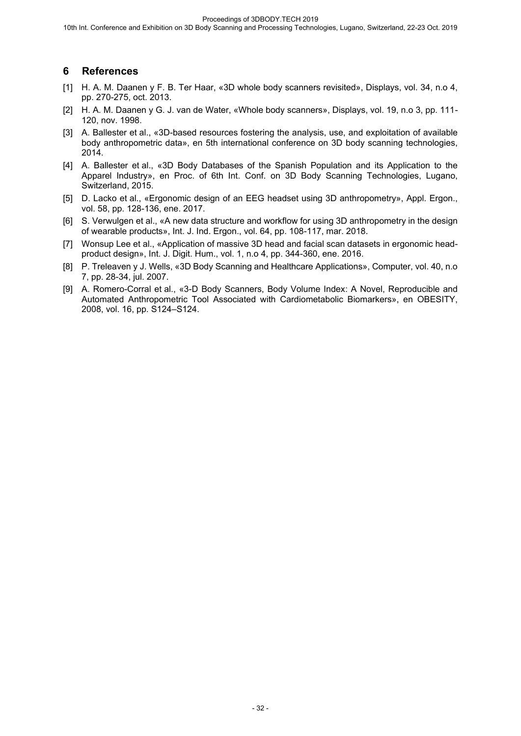## 6 References

[1] H. A. M. Daanen y F. B. Ter Haar, «3D whole body scanners revisited», Displays, vol. 34, n.o 4, pp. 270-275, oct. 2013.

[2] H. A. M. Daanen y G. J. van de Water, «Whole body scanners», Displays, vol. 19, n.o 3, pp. 111-120, nov. 1998.

[3] A. Ballester et al., «3D-based resources fostering the analysis, use, and exploitation of available body anthropometric data», en 5th international conference on 3D body scanning technologies, 2014.

[4] A. Ballester et al., «3D Body Databases of the Spanish Population and its Application to the Apparel Industry», en Proc. of 6th Int. Conf. on 3D Body Scanning Technologies, Lugano, Switzerland, 2015.

[5] D. Lacko et al., «Ergonomic design of an EEG headset using 3D anthropometry», Appl. Ergon., vol. 58, pp. 128-136, ene. 2017.

[6] S. Verwulgen et al., «A new data structure and workflow for using 3D anthropometry in the design of wearable products», Int. J. Ind. Ergon., vol. 64, pp. 108-117, mar. 2018.

[7] Wonsup Lee et al., «Application of massive 3D head and facial scan datasets in ergonomic head-product design», Int. J. Digit. Hum., vol. 1, n.o 4, pp. 344-360, ene. 2016.

[8] P. Treleaven y J. Wells, «3D Body Scanning and Healthcare Applications», Computer, vol. 40, n.o 7, pp. 28-34, jul. 2007.

[9] A. Romero-Corral et al., «3-D Body Scanners, Body Volume Index: A Novel, Reproducible and Automated Anthropometric Tool Associated with Cardiometabolic Biomarkers», en OBESITY, 2008, vol. 16, pp. S124–S124.